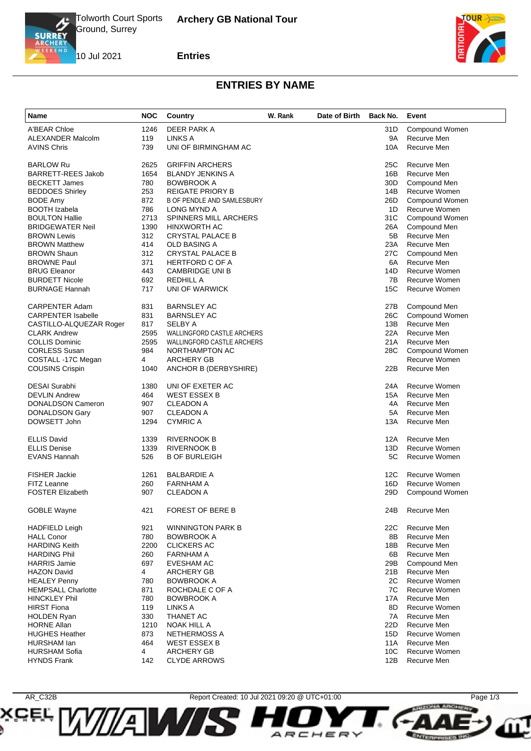Tolworth Court Sports Ground, Surrey

10 Jul 2021

**Archery GB National Tour**

**Entries**

## ENTRIES BY NAME

| Name | NOC | Country | W. Rank | Date of Birth | Back No. | Event |
|---|---|---|---|---|---|---|
| A'BEAR Chloe | 1246 | DEER PARK A | | | 31D | Compound Women |
| ALEXANDER Malcolm | 119 | LINKS A | | | 9A | Recurve Men |
| AVINS Chris | 739 | UNI OF BIRMINGHAM AC | | | 10A | Recurve Men |
| BARLOW Ru | 2625 | GRIFFIN ARCHERS | | | 25C | Recurve Men |
| BARRETT-REES Jakob | 1654 | BLANDY JENKINS A | | | 16B | Recurve Men |
| BECKETT James | 780 | BOWBROOK A | | | 30D | Compound Men |
| BEDDOES Shirley | 253 | REIGATE PRIORY B | | | 14B | Recurve Women |
| BODE Amy | 872 | B OF PENDLE AND SAMLESBURY | | | 26D | Compound Women |
| BOOTH Izabela | 786 | LONG MYND A | | | 1D | Recurve Women |
| BOULTON Hallie | 2713 | SPINNERS MILL ARCHERS | | | 31C | Compound Women |
| BRIDGEWATER Neil | 1390 | HINXWORTH AC | | | 26A | Compound Men |
| BROWN Lewis | 312 | CRYSTAL PALACE B | | | 5B | Recurve Men |
| BROWN Matthew | 414 | OLD BASING A | | | 23A | Recurve Men |
| BROWN Shaun | 312 | CRYSTAL PALACE B | | | 27C | Compound Men |
| BROWNE Paul | 371 | HERTFORD C OF A | | | 6A | Recurve Men |
| BRUG Eleanor | 443 | CAMBRIDGE UNI B | | | 14D | Recurve Women |
| BURDETT Nicole | 692 | REDHILL A | | | 7B | Recurve Women |
| BURNAGE Hannah | 717 | UNI OF WARWICK | | | 15C | Recurve Women |
| CARPENTER Adam | 831 | BARNSLEY AC | | | 27B | Compound Men |
| CARPENTER Isabelle | 831 | BARNSLEY AC | | | 26C | Compound Women |
| CASTILLO-ALQUEZAR Roger | 817 | SELBY A | | | 13B | Recurve Men |
| CLARK Andrew | 2595 | WALLINGFORD CASTLE ARCHERS | | | 22A | Recurve Men |
| COLLIS Dominic | 2595 | WALLINGFORD CASTLE ARCHERS | | | 21A | Recurve Men |
| CORLESS Susan | 984 | NORTHAMPTON AC | | | 28C | Compound Women |
| COSTALL -17C Megan | 4 | ARCHERY GB | | | | Recurve Women |
| COUSINS Crispin | 1040 | ANCHOR B (DERBYSHIRE) | | | 22B | Recurve Men |
| DESAI Surabhi | 1380 | UNI OF EXETER AC | | | 24A | Recurve Women |
| DEVLIN Andrew | 464 | WEST ESSEX B | | | 15A | Recurve Men |
| DONALDSON Cameron | 907 | CLEADON A | | | 4A | Recurve Men |
| DONALDSON Gary | 907 | CLEADON A | | | 5A | Recurve Men |
| DOWSETT John | 1294 | CYMRIC A | | | 13A | Recurve Men |
| ELLIS David | 1339 | RIVERNOOK B | | | 12A | Recurve Men |
| ELLIS Denise | 1339 | RIVERNOOK B | | | 13D | Recurve Women |
| EVANS Hannah | 526 | B OF BURLEIGH | | | 5C | Recurve Women |
| FISHER Jackie | 1261 | BALBARDIE A | | | 12C | Recurve Women |
| FITZ Leanne | 260 | FARNHAM A | | | 16D | Recurve Women |
| FOSTER Elizabeth | 907 | CLEADON A | | | 29D | Compound Women |
| GOBLE Wayne | 421 | FOREST OF BERE B | | | 24B | Recurve Men |
| HADFIELD Leigh | 921 | WINNINGTON PARK B | | | 22C | Recurve Men |
| HALL Conor | 780 | BOWBROOK A | | | 8B | Recurve Men |
| HARDING Keith | 2200 | CLICKERS AC | | | 18B | Recurve Men |
| HARDING Phil | 260 | FARNHAM A | | | 6B | Recurve Men |
| HARRIS Jamie | 697 | EVESHAM AC | | | 29B | Compound Men |
| HAZON David | 4 | ARCHERY GB | | | 21B | Recurve Men |
| HEALEY Penny | 780 | BOWBROOK A | | | 2C | Recurve Women |
| HEMPSALL Charlotte | 871 | ROCHDALE C OF A | | | 7C | Recurve Women |
| HINCKLEY Phil | 780 | BOWBROOK A | | | 17A | Recurve Men |
| HIRST Fiona | 119 | LINKS A | | | 8D | Recurve Women |
| HOLDEN Ryan | 330 | THANET AC | | | 7A | Recurve Men |
| HORNE Allan | 1210 | NOAK HILL A | | | 22D | Recurve Men |
| HUGHES Heather | 873 | NETHERMOSS A | | | 15D | Recurve Women |
| HURSHAM Ian | 464 | WEST ESSEX B | | | 11A | Recurve Men |
| HURSHAM Sofia | 4 | ARCHERY GB | | | 10C | Recurve Women |
| HYNDS Frank | 142 | CLYDE ARROWS | | | 12B | Recurve Men |

AR_C32B Report Created: 10 Jul 2021 09:20 @ UTC+01:00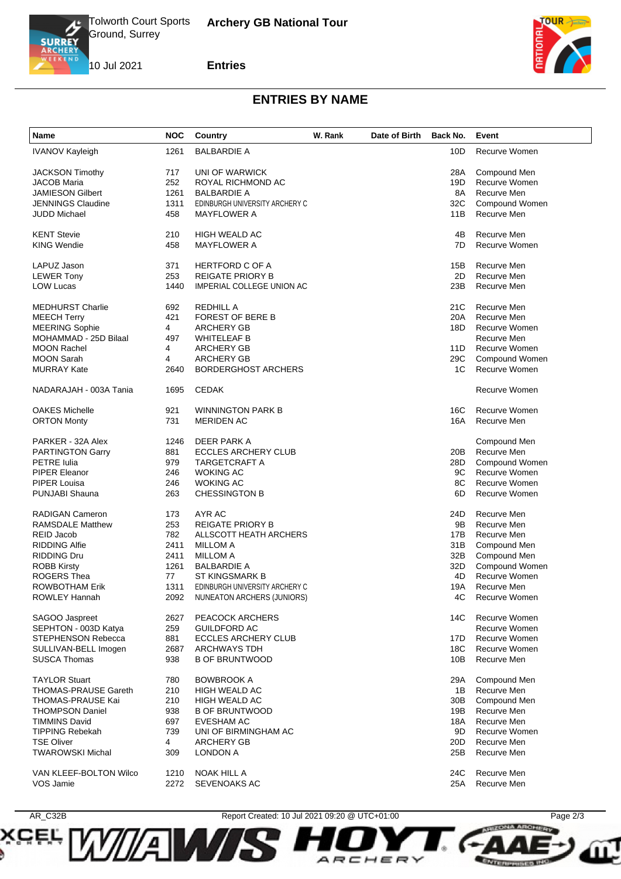Tolworth Court Sports Ground, Surrey

10 Jul 2021

**Archery GB National Tour**

**Entries**

## ENTRIES BY NAME

| Name | NOC | Country | W. Rank | Date of Birth | Back No. | Event |
|---|---|---|---|---|---|---|
| IVANOV Kayleigh | 1261 | BALBARDIE A | | | 10D | Recurve Women |
| JACKSON Timothy | 717 | UNI OF WARWICK | | | 28A | Compound Men |
| JACOB Maria | 252 | ROYAL RICHMOND AC | | | 19D | Recurve Women |
| JAMIESON Gilbert | 1261 | BALBARDIE A | | | 8A | Recurve Men |
| JENNINGS Claudine | 1311 | EDINBURGH UNIVERSITY ARCHERY C | | | 32C | Compound Women |
| JUDD Michael | 458 | MAYFLOWER A | | | 11B | Recurve Men |
| KENT Stevie | 210 | HIGH WEALD AC | | | 4B | Recurve Men |
| KING Wendie | 458 | MAYFLOWER A | | | 7D | Recurve Women |
| LAPUZ Jason | 371 | HERTFORD C OF A | | | 15B | Recurve Men |
| LEWER Tony | 253 | REIGATE PRIORY B | | | 2D | Recurve Men |
| LOW Lucas | 1440 | IMPERIAL COLLEGE UNION AC | | | 23B | Recurve Men |
| MEDHURST Charlie | 692 | REDHILL A | | | 21C | Recurve Men |
| MEECH Terry | 421 | FOREST OF BERE B | | | 20A | Recurve Men |
| MEERING Sophie | 4 | ARCHERY GB | | | 18D | Recurve Women |
| MOHAMMAD - 25D Bilaal | 497 | WHITELEAF B | | | | Recurve Men |
| MOON Rachel | 4 | ARCHERY GB | | | 11D | Recurve Women |
| MOON Sarah | 4 | ARCHERY GB | | | 29C | Compound Women |
| MURRAY Kate | 2640 | BORDERGHOST ARCHERS | | | 1C | Recurve Women |
| NADARAJAH - 003A Tania | 1695 | CEDAK | | | | Recurve Women |
| OAKES Michelle | 921 | WINNINGTON PARK B | | | 16C | Recurve Women |
| ORTON Monty | 731 | MERIDEN AC | | | 16A | Recurve Men |
| PARKER - 32A Alex | 1246 | DEER PARK A | | | | Compound Men |
| PARTINGTON Garry | 881 | ECCLES ARCHERY CLUB | | | 20B | Recurve Men |
| PETRE Iulia | 979 | TARGETCRAFT A | | | 28D | Compound Women |
| PIPER Eleanor | 246 | WOKING AC | | | 9C | Recurve Women |
| PIPER Louisa | 246 | WOKING AC | | | 8C | Recurve Women |
| PUNJABI Shauna | 263 | CHESSINGTON B | | | 6D | Recurve Women |
| RADIGAN Cameron | 173 | AYR AC | | | 24D | Recurve Men |
| RAMSDALE Matthew | 253 | REIGATE PRIORY B | | | 9B | Recurve Men |
| REID Jacob | 782 | ALLSCOTT HEATH ARCHERS | | | 17B | Recurve Men |
| RIDDING Alfie | 2411 | MILLOM A | | | 31B | Compound Men |
| RIDDING Dru | 2411 | MILLOM A | | | 32B | Compound Men |
| ROBB Kirsty | 1261 | BALBARDIE A | | | 32D | Compound Women |
| ROGERS Thea | 77 | ST KINGSMARK B | | | 4D | Recurve Women |
| ROWBOTHAM Erik | 1311 | EDINBURGH UNIVERSITY ARCHERY C | | | 19A | Recurve Men |
| ROWLEY Hannah | 2092 | NUNEATON ARCHERS (JUNIORS) | | | 4C | Recurve Women |
| SAGOO Jaspreet | 2627 | PEACOCK ARCHERS | | | 14C | Recurve Women |
| SEPHTON - 003D Katya | 259 | GUILDFORD AC | | | | Recurve Women |
| STEPHENSON Rebecca | 881 | ECCLES ARCHERY CLUB | | | 17D | Recurve Women |
| SULLIVAN-BELL Imogen | 2687 | ARCHWAYS TDH | | | 18C | Recurve Women |
| SUSCA Thomas | 938 | B OF BRUNTWOOD | | | 10B | Recurve Men |
| TAYLOR Stuart | 780 | BOWBROOK A | | | 29A | Compound Men |
| THOMAS-PRAUSE Gareth | 210 | HIGH WEALD AC | | | 1B | Recurve Men |
| THOMAS-PRAUSE Kai | 210 | HIGH WEALD AC | | | 30B | Compound Men |
| THOMPSON Daniel | 938 | B OF BRUNTWOOD | | | 19B | Recurve Men |
| TIMMINS David | 697 | EVESHAM AC | | | 18A | Recurve Men |
| TIPPING Rebekah | 739 | UNI OF BIRMINGHAM AC | | | 9D | Recurve Women |
| TSE Oliver | 4 | ARCHERY GB | | | 20D | Recurve Men |
| TWAROWSKI Michal | 309 | LONDON A | | | 25B | Recurve Men |
| VAN KLEEF-BOLTON Wilco | 1210 | NOAK HILL A | | | 24C | Recurve Men |
| VOS Jamie | 2272 | SEVENOAKS AC | | | 25A | Recurve Men |

AR_C32B Report Created: 10 Jul 2021 09:20 @ UTC+01:00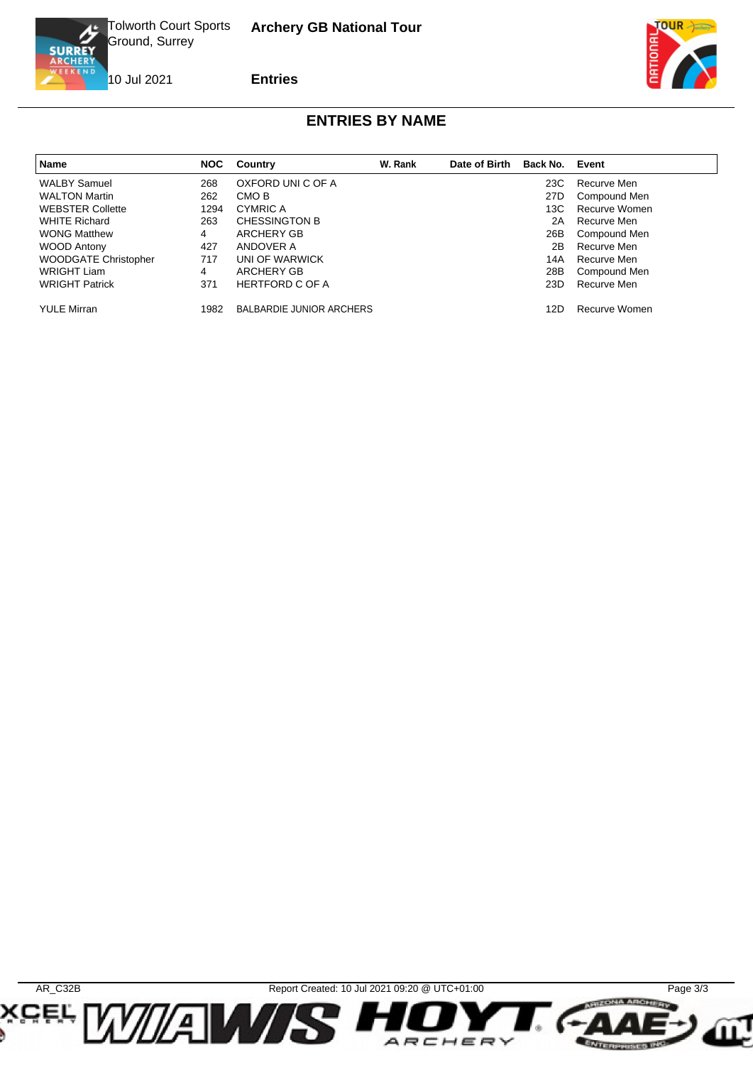Tolworth Court Sports Ground, Surrey

10 Jul 2021

**Archery GB National Tour**

**Entries**

## ENTRIES BY NAME

| Name | NOC | Country | W. Rank | Date of Birth | Back No. | Event |
|---|---|---|---|---|---|---|
| WALBY Samuel | 268 | OXFORD UNI C OF A | | | 23C | Recurve Men |
| WALTON Martin | 262 | CMO B | | | 27D | Compound Men |
| WEBSTER Collette | 1294 | CYMRIC A | | | 13C | Recurve Women |
| WHITE Richard | 263 | CHESSINGTON B | | | 2A | Recurve Men |
| WONG Matthew | 4 | ARCHERY GB | | | 26B | Compound Men |
| WOOD Antony | 427 | ANDOVER A | | | 2B | Recurve Men |
| WOODGATE Christopher | 717 | UNI OF WARWICK | | | 14A | Recurve Men |
| WRIGHT Liam | 4 | ARCHERY GB | | | 28B | Compound Men |
| WRIGHT Patrick | 371 | HERTFORD C OF A | | | 23D | Recurve Men |
| YULE Mirran | 1982 | BALBARDIE JUNIOR ARCHERS | | | 12D | Recurve Women |

AR_C32B    Report Created: 10 Jul 2021 09:20 @ UTC+01:00